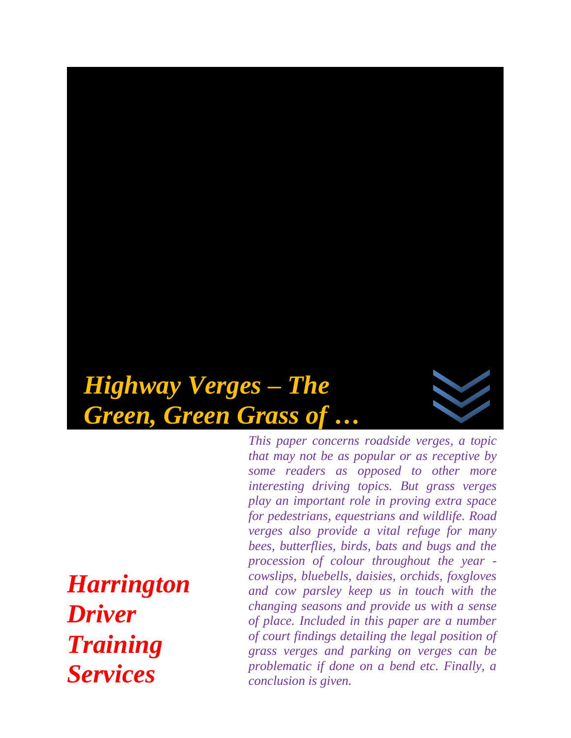# *Highway Verges – The Green, Green Grass of …*

*This paper concerns roadside verges, a topic that may not be as popular or as receptive by some readers as opposed to other more interesting driving topics. But grass verges play an important role in proving extra space for pedestrians, equestrians and wildlife. Road verges also provide a vital refuge for many bees, butterflies, birds, bats and bugs and the procession of colour throughout the year - cowslips, bluebells, daisies, orchids, foxgloves and cow parsley keep us in touch with the changing seasons and provide us with a sense of place. Included in this paper are a number of court findings detailing the legal position of grass verges and parking on verges can be problematic if done on a bend etc. Finally, a conclusion is given.*

## *Harrington Driver Training Services*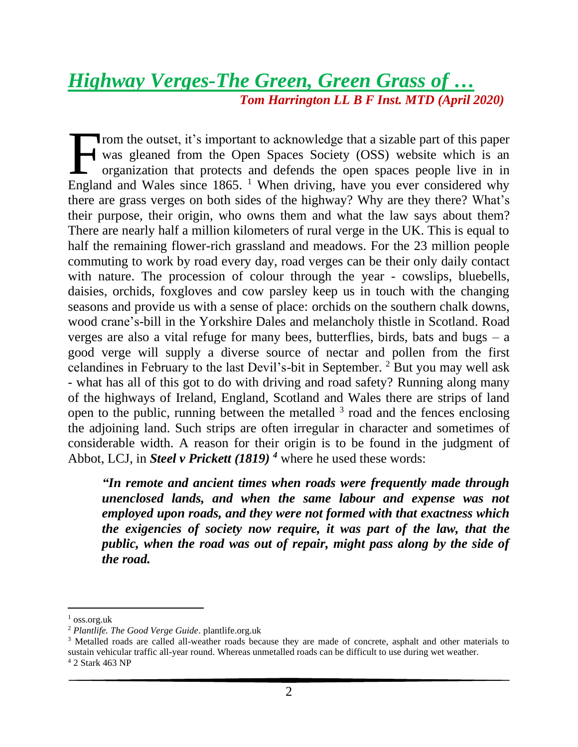# *Highway Verges-The Green, Green Grass of …*

***Tom Harrington LL B F Inst. MTD (April 2020)***

From the outset, it's important to acknowledge that a sizable part of this paper was gleaned from the Open Spaces Society (OSS) website which is an organization that protects and defends the open spaces people live in in England and Wales since 1865. [1] When driving, have you ever considered why there are grass verges on both sides of the highway? Why are they there? What's their purpose, their origin, who owns them and what the law says about them? There are nearly half a million kilometers of rural verge in the UK. This is equal to half the remaining flower-rich grassland and meadows. For the 23 million people commuting to work by road every day, road verges can be their only daily contact with nature. The procession of colour through the year - cowslips, bluebells, daisies, orchids, foxgloves and cow parsley keep us in touch with the changing seasons and provide us with a sense of place: orchids on the southern chalk downs, wood crane's-bill in the Yorkshire Dales and melancholy thistle in Scotland. Road verges are also a vital refuge for many bees, butterflies, birds, bats and bugs – a good verge will supply a diverse source of nectar and pollen from the first celandines in February to the last Devil's-bit in September. [2] But you may well ask - what has all of this got to do with driving and road safety? Running along many of the highways of Ireland, England, Scotland and Wales there are strips of land open to the public, running between the metalled [3] road and the fences enclosing the adjoining land. Such strips are often irregular in character and sometimes of considerable width. A reason for their origin is to be found in the judgment of Abbot, LCJ, in ***Steel v Prickett (1819)*** [4] where he used these words:

> ***"In remote and ancient times when roads were frequently made through unenclosed lands, and when the same labour and expense was not employed upon roads, and they were not formed with that exactness which the exigencies of society now require, it was part of the law, that the public, when the road was out of repair, might pass along by the side of the road.***

---

[1] oss.org.uk

[2] *Plantlife. The Good Verge Guide*. plantlife.org.uk

[3] Metalled roads are called all-weather roads because they are made of concrete, asphalt and other materials to sustain vehicular traffic all-year round. Whereas unmetalled roads can be difficult to use during wet weather.

[4] 2 Stark 463 NP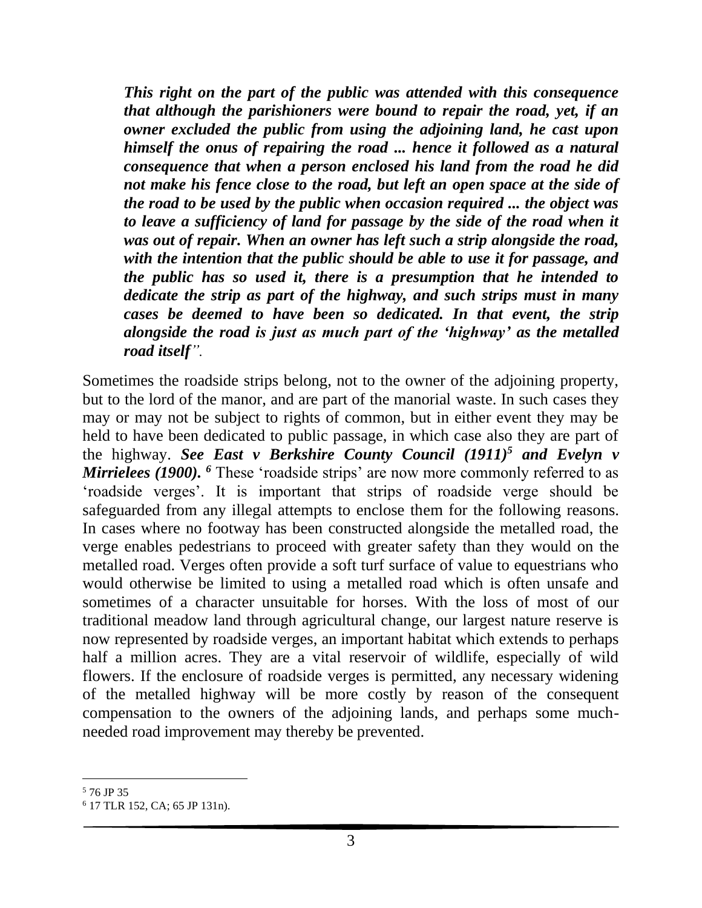> ***This right on the part of the public was attended with this consequence that although the parishioners were bound to repair the road, yet, if an owner excluded the public from using the adjoining land, he cast upon himself the onus of repairing the road ... hence it followed as a natural consequence that when a person enclosed his land from the road he did not make his fence close to the road, but left an open space at the side of the road to be used by the public when occasion required ... the object was to leave a sufficiency of land for passage by the side of the road when it was out of repair. When an owner has left such a strip alongside the road, with the intention that the public should be able to use it for passage, and the public has so used it, there is a presumption that he intended to dedicate the strip as part of the highway, and such strips must in many cases be deemed to have been so dedicated. In that event, the strip alongside the road is just as much part of the 'highway' as the metalled road itself*".

Sometimes the roadside strips belong, not to the owner of the adjoining property, but to the lord of the manor, and are part of the manorial waste. In such cases they may or may not be subject to rights of common, but in either event they may be held to have been dedicated to public passage, in which case also they are part of the highway. ***See East v Berkshire County Council (1911)***[5] ***and Evelyn v Mirrielees (1900).***[6] These 'roadside strips' are now more commonly referred to as 'roadside verges'. It is important that strips of roadside verge should be safeguarded from any illegal attempts to enclose them for the following reasons. In cases where no footway has been constructed alongside the metalled road, the verge enables pedestrians to proceed with greater safety than they would on the metalled road. Verges often provide a soft turf surface of value to equestrians who would otherwise be limited to using a metalled road which is often unsafe and sometimes of a character unsuitable for horses. With the loss of most of our traditional meadow land through agricultural change, our largest nature reserve is now represented by roadside verges, an important habitat which extends to perhaps half a million acres. They are a vital reservoir of wildlife, especially of wild flowers. If the enclosure of roadside verges is permitted, any necessary widening of the metalled highway will be more costly by reason of the consequent compensation to the owners of the adjoining lands, and perhaps some much-needed road improvement may thereby be prevented.

---

[5] 76 JP 35

[6] 17 TLR 152, CA; 65 JP 131n).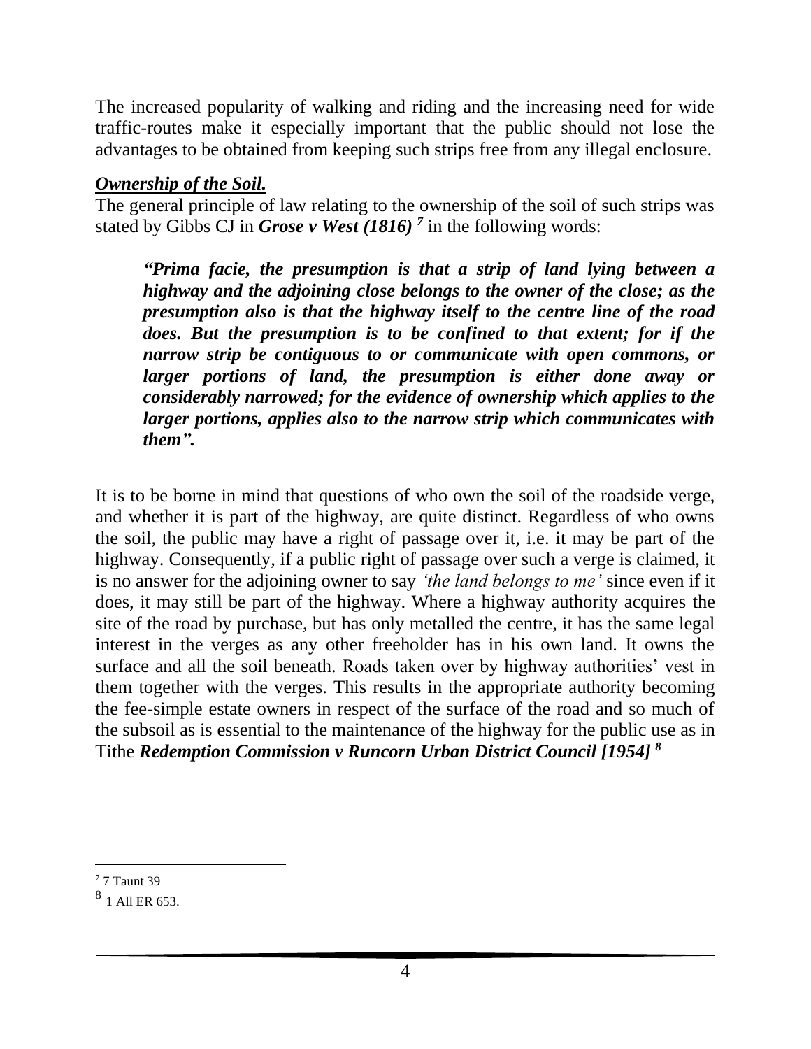The increased popularity of walking and riding and the increasing need for wide traffic-routes make it especially important that the public should not lose the advantages to be obtained from keeping such strips free from any illegal enclosure.

***Ownership of the Soil.***

The general principle of law relating to the ownership of the soil of such strips was stated by Gibbs CJ in ***Grose v West (1816)*** [7] in the following words:

> ***"Prima facie, the presumption is that a strip of land lying between a highway and the adjoining close belongs to the owner of the close; as the presumption also is that the highway itself to the centre line of the road does. But the presumption is to be confined to that extent; for if the narrow strip be contiguous to or communicate with open commons, or larger portions of land, the presumption is either done away or considerably narrowed; for the evidence of ownership which applies to the larger portions, applies also to the narrow strip which communicates with them".***

It is to be borne in mind that questions of who own the soil of the roadside verge, and whether it is part of the highway, are quite distinct. Regardless of who owns the soil, the public may have a right of passage over it, i.e. it may be part of the highway. Consequently, if a public right of passage over such a verge is claimed, it is no answer for the adjoining owner to say *'the land belongs to me'* since even if it does, it may still be part of the highway. Where a highway authority acquires the site of the road by purchase, but has only metalled the centre, it has the same legal interest in the verges as any other freeholder has in his own land. It owns the surface and all the soil beneath. Roads taken over by highway authorities' vest in them together with the verges. This results in the appropriate authority becoming the fee-simple estate owners in respect of the surface of the road and so much of the subsoil as is essential to the maintenance of the highway for the public use as in Tithe ***Redemption Commission v Runcorn Urban District Council [1954]*** [8]

---

[7] 7 Taunt 39

[8] 1 All ER 653.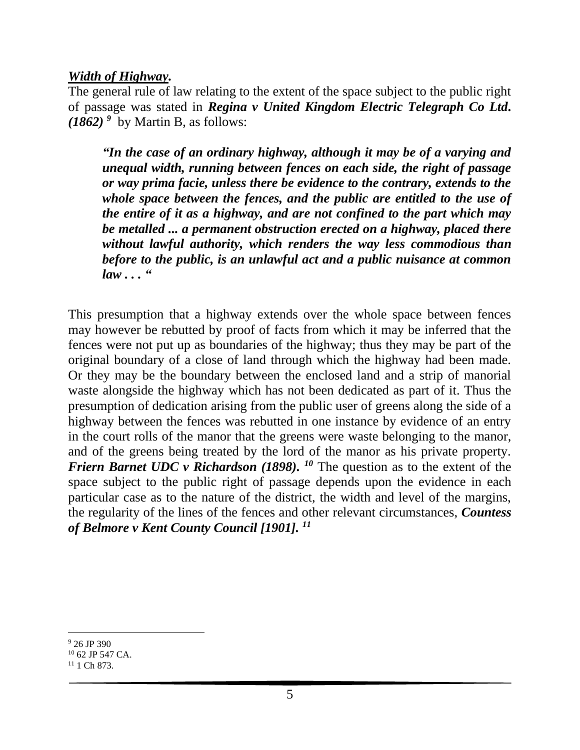***Width of Highway*.**

The general rule of law relating to the extent of the space subject to the public right of passage was stated in ***Regina v United Kingdom Electric Telegraph Co Ltd. (1862)*** [9] by Martin B, as follows:

> ***"In the case of an ordinary highway, although it may be of a varying and unequal width, running between fences on each side, the right of passage or way prima facie, unless there be evidence to the contrary, extends to the whole space between the fences, and the public are entitled to the use of the entire of it as a highway, and are not confined to the part which may be metalled ... a permanent obstruction erected on a highway, placed there without lawful authority, which renders the way less commodious than before to the public, is an unlawful act and a public nuisance at common law . . . "***

This presumption that a highway extends over the whole space between fences may however be rebutted by proof of facts from which it may be inferred that the fences were not put up as boundaries of the highway; thus they may be part of the original boundary of a close of land through which the highway had been made. Or they may be the boundary between the enclosed land and a strip of manorial waste alongside the highway which has not been dedicated as part of it. Thus the presumption of dedication arising from the public user of greens along the side of a highway between the fences was rebutted in one instance by evidence of an entry in the court rolls of the manor that the greens were waste belonging to the manor, and of the greens being treated by the lord of the manor as his private property. ***Friern Barnet UDC v Richardson (1898).*** [10] The question as to the extent of the space subject to the public right of passage depends upon the evidence in each particular case as to the nature of the district, the width and level of the margins, the regularity of the lines of the fences and other relevant circumstances, ***Countess of Belmore v Kent County Council [1901].*** [11]

---

[9] 26 JP 390

[10] 62 JP 547 CA.

[11] 1 Ch 873.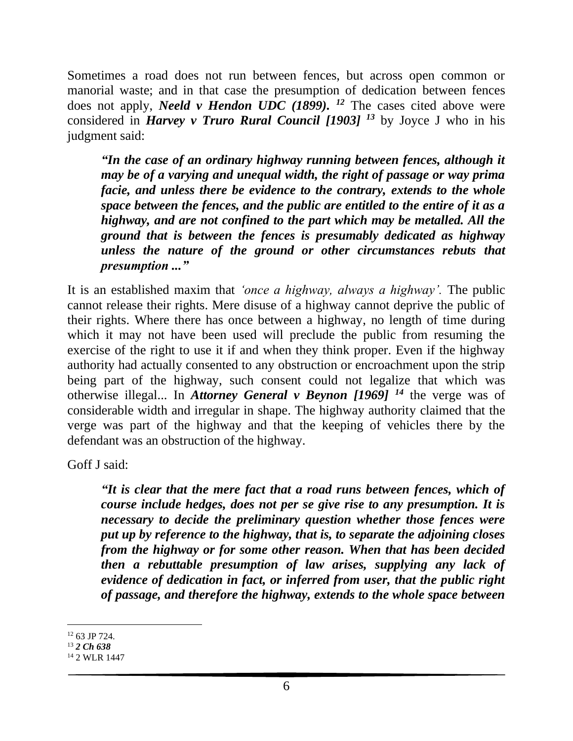Sometimes a road does not run between fences, but across open common or manorial waste; and in that case the presumption of dedication between fences does not apply, ***Neeld v Hendon UDC (1899)***. [12] The cases cited above were considered in ***Harvey v Truro Rural Council [1903]*** [13] by Joyce J who in his judgment said:

> ***"In the case of an ordinary highway running between fences, although it may be of a varying and unequal width, the right of passage or way prima facie, and unless there be evidence to the contrary, extends to the whole space between the fences, and the public are entitled to the entire of it as a highway, and are not confined to the part which may be metalled. All the ground that is between the fences is presumably dedicated as highway unless the nature of the ground or other circumstances rebuts that presumption ..."***

It is an established maxim that *'once a highway, always a highway'.* The public cannot release their rights. Mere disuse of a highway cannot deprive the public of their rights. Where there has once between a highway, no length of time during which it may not have been used will preclude the public from resuming the exercise of the right to use it if and when they think proper. Even if the highway authority had actually consented to any obstruction or encroachment upon the strip being part of the highway, such consent could not legalize that which was otherwise illegal... In ***Attorney General v Beynon [1969]*** [14] the verge was of considerable width and irregular in shape. The highway authority claimed that the verge was part of the highway and that the keeping of vehicles there by the defendant was an obstruction of the highway.

Goff J said:

> ***"It is clear that the mere fact that a road runs between fences, which of course include hedges, does not per se give rise to any presumption. It is necessary to decide the preliminary question whether those fences were put up by reference to the highway, that is, to separate the adjoining closes from the highway or for some other reason. When that has been decided then a rebuttable presumption of law arises, supplying any lack of evidence of dedication in fact, or inferred from user, that the public right of passage, and therefore the highway, extends to the whole space between***

---

[12] 63 JP 724.

[13] ***2 Ch 638***

[14] 2 WLR 1447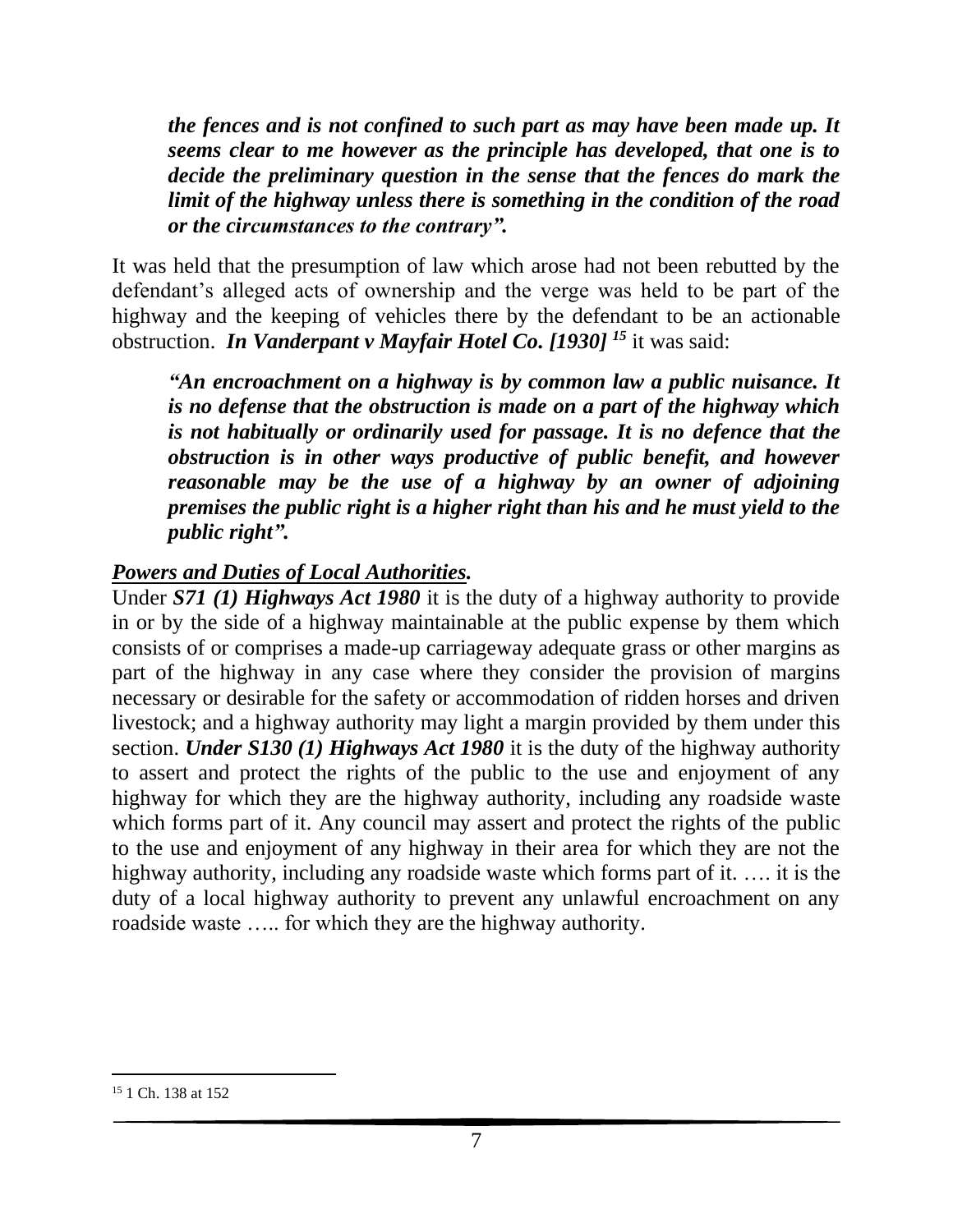> ***the fences and is not confined to such part as may have been made up. It seems clear to me however as the principle has developed, that one is to decide the preliminary question in the sense that the fences do mark the limit of the highway unless there is something in the condition of the road or the circumstances to the contrary".***

It was held that the presumption of law which arose had not been rebutted by the defendant's alleged acts of ownership and the verge was held to be part of the highway and the keeping of vehicles there by the defendant to be an actionable obstruction. ***In Vanderpant v Mayfair Hotel Co. [1930]*** [15] it was said:

> ***"An encroachment on a highway is by common law a public nuisance. It is no defense that the obstruction is made on a part of the highway which is not habitually or ordinarily used for passage. It is no defence that the obstruction is in other ways productive of public benefit, and however reasonable may be the use of a highway by an owner of adjoining premises the public right is a higher right than his and he must yield to the public right".***

***<u>Powers and Duties of Local Authorities.</u>***

Under ***S71 (1) Highways Act 1980*** it is the duty of a highway authority to provide in or by the side of a highway maintainable at the public expense by them which consists of or comprises a made-up carriageway adequate grass or other margins as part of the highway in any case where they consider the provision of margins necessary or desirable for the safety or accommodation of ridden horses and driven livestock; and a highway authority may light a margin provided by them under this section. ***Under S130 (1) Highways Act 1980*** it is the duty of the highway authority to assert and protect the rights of the public to the use and enjoyment of any highway for which they are the highway authority, including any roadside waste which forms part of it. Any council may assert and protect the rights of the public to the use and enjoyment of any highway in their area for which they are not the highway authority, including any roadside waste which forms part of it. …. it is the duty of a local highway authority to prevent any unlawful encroachment on any roadside waste ….. for which they are the highway authority.

---

[15] 1 Ch. 138 at 152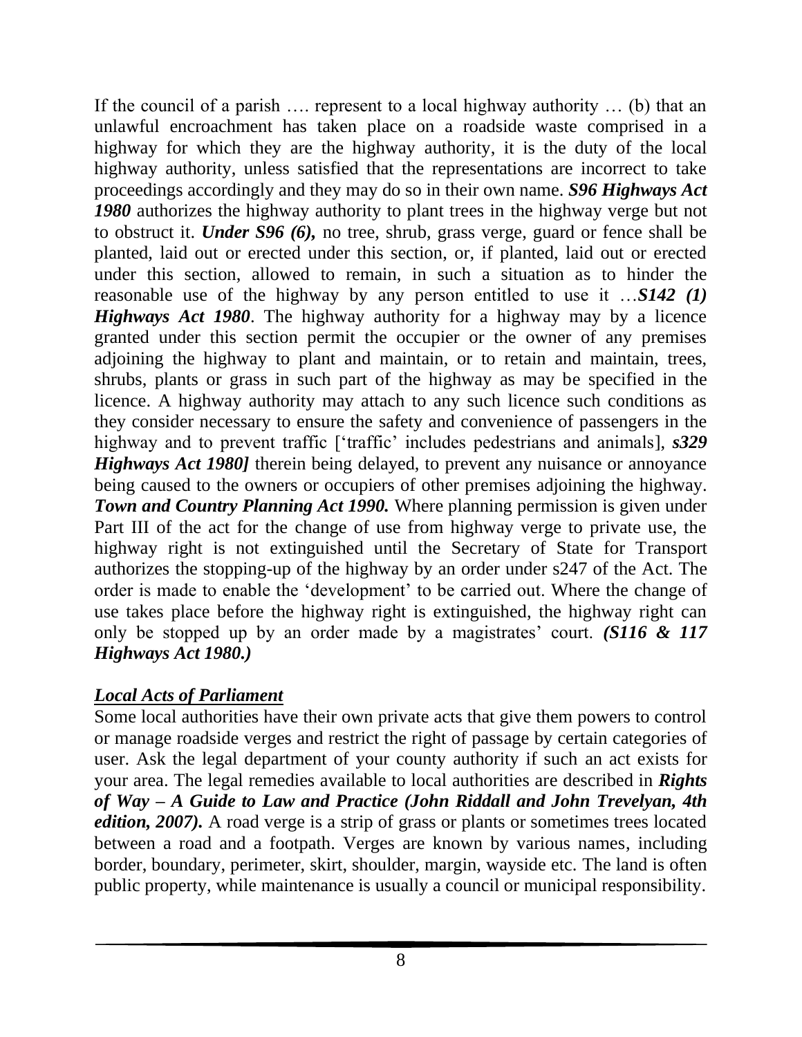If the council of a parish …. represent to a local highway authority … (b) that an unlawful encroachment has taken place on a roadside waste comprised in a highway for which they are the highway authority, it is the duty of the local highway authority, unless satisfied that the representations are incorrect to take proceedings accordingly and they may do so in their own name. ***S96 Highways Act 1980*** authorizes the highway authority to plant trees in the highway verge but not to obstruct it. ***Under S96 (6),*** no tree, shrub, grass verge, guard or fence shall be planted, laid out or erected under this section, or, if planted, laid out or erected under this section, allowed to remain, in such a situation as to hinder the reasonable use of the highway by any person entitled to use it …***S142 (1) Highways Act 1980***. The highway authority for a highway may by a licence granted under this section permit the occupier or the owner of any premises adjoining the highway to plant and maintain, or to retain and maintain, trees, shrubs, plants or grass in such part of the highway as may be specified in the licence. A highway authority may attach to any such licence such conditions as they consider necessary to ensure the safety and convenience of passengers in the highway and to prevent traffic ['traffic' includes pedestrians and animals], ***s329 Highways Act 1980]*** therein being delayed, to prevent any nuisance or annoyance being caused to the owners or occupiers of other premises adjoining the highway. ***Town and Country Planning Act 1990.*** Where planning permission is given under Part III of the act for the change of use from highway verge to private use, the highway right is not extinguished until the Secretary of State for Transport authorizes the stopping-up of the highway by an order under s247 of the Act. The order is made to enable the 'development' to be carried out. Where the change of use takes place before the highway right is extinguished, the highway right can only be stopped up by an order made by a magistrates' court. ***(S116 & 117 Highways Act 1980.)***

## ***Local Acts of Parliament***

Some local authorities have their own private acts that give them powers to control or manage roadside verges and restrict the right of passage by certain categories of user. Ask the legal department of your county authority if such an act exists for your area. The legal remedies available to local authorities are described in ***Rights of Way – A Guide to Law and Practice (John Riddall and John Trevelyan, 4th edition, 2007).*** A road verge is a strip of grass or plants or sometimes trees located between a road and a footpath. Verges are known by various names, including border, boundary, perimeter, skirt, shoulder, margin, wayside etc. The land is often public property, while maintenance is usually a council or municipal responsibility.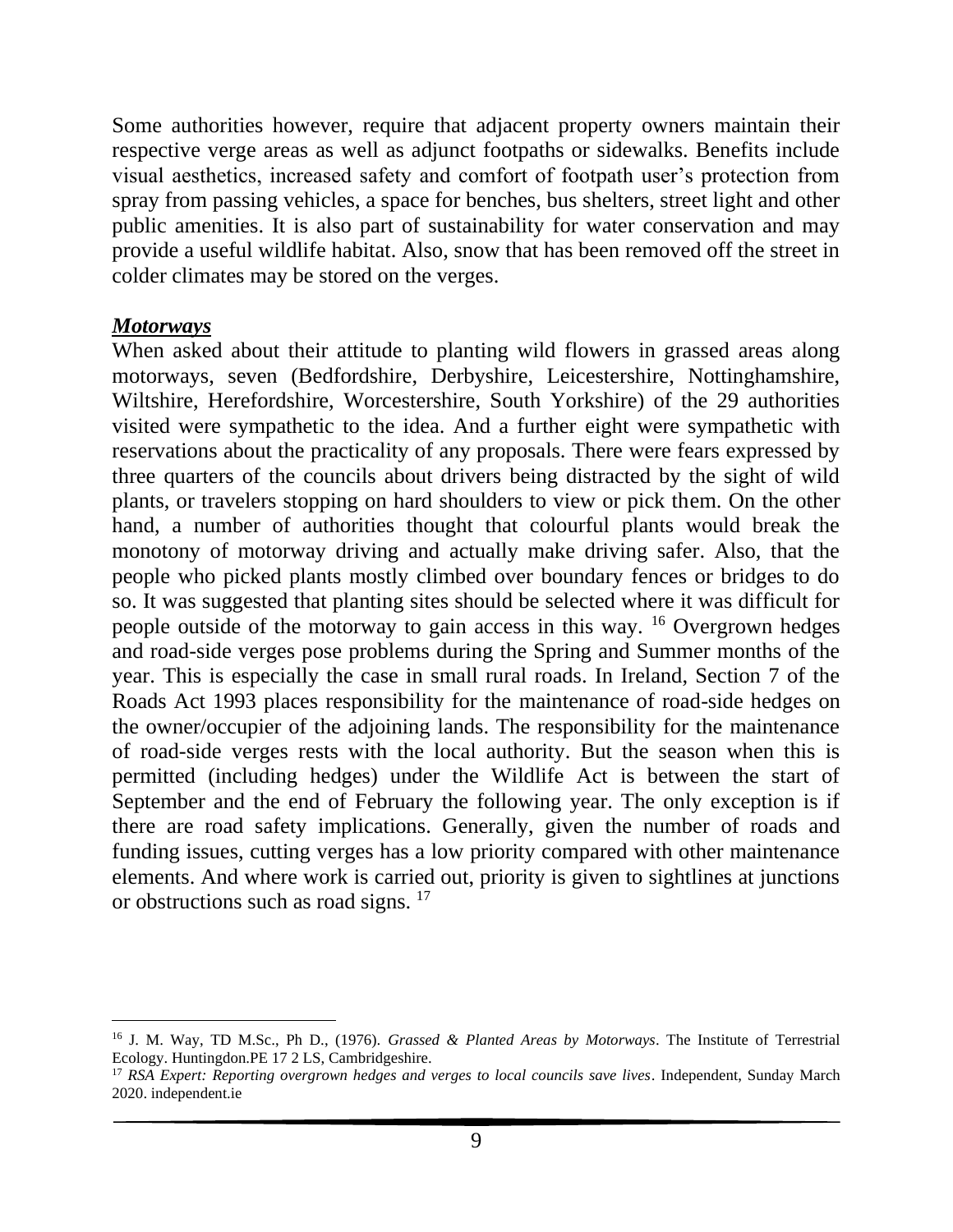Some authorities however, require that adjacent property owners maintain their respective verge areas as well as adjunct footpaths or sidewalks. Benefits include visual aesthetics, increased safety and comfort of footpath user's protection from spray from passing vehicles, a space for benches, bus shelters, street light and other public amenities. It is also part of sustainability for water conservation and may provide a useful wildlife habitat. Also, snow that has been removed off the street in colder climates may be stored on the verges.

***Motorways***

When asked about their attitude to planting wild flowers in grassed areas along motorways, seven (Bedfordshire, Derbyshire, Leicestershire, Nottinghamshire, Wiltshire, Herefordshire, Worcestershire, South Yorkshire) of the 29 authorities visited were sympathetic to the idea. And a further eight were sympathetic with reservations about the practicality of any proposals. There were fears expressed by three quarters of the councils about drivers being distracted by the sight of wild plants, or travelers stopping on hard shoulders to view or pick them. On the other hand, a number of authorities thought that colourful plants would break the monotony of motorway driving and actually make driving safer. Also, that the people who picked plants mostly climbed over boundary fences or bridges to do so. It was suggested that planting sites should be selected where it was difficult for people outside of the motorway to gain access in this way. [16] Overgrown hedges and road-side verges pose problems during the Spring and Summer months of the year. This is especially the case in small rural roads. In Ireland, Section 7 of the Roads Act 1993 places responsibility for the maintenance of road-side hedges on the owner/occupier of the adjoining lands. The responsibility for the maintenance of road-side verges rests with the local authority. But the season when this is permitted (including hedges) under the Wildlife Act is between the start of September and the end of February the following year. The only exception is if there are road safety implications. Generally, given the number of roads and funding issues, cutting verges has a low priority compared with other maintenance elements. And where work is carried out, priority is given to sightlines at junctions or obstructions such as road signs. [17]

---

[16] J. M. Way, TD M.Sc., Ph D., (1976). *Grassed & Planted Areas by Motorways*. The Institute of Terrestrial Ecology. Huntingdon.PE 17 2 LS, Cambridgeshire.

[17] *RSA Expert: Reporting overgrown hedges and verges to local councils save lives*. Independent, Sunday March 2020. independent.ie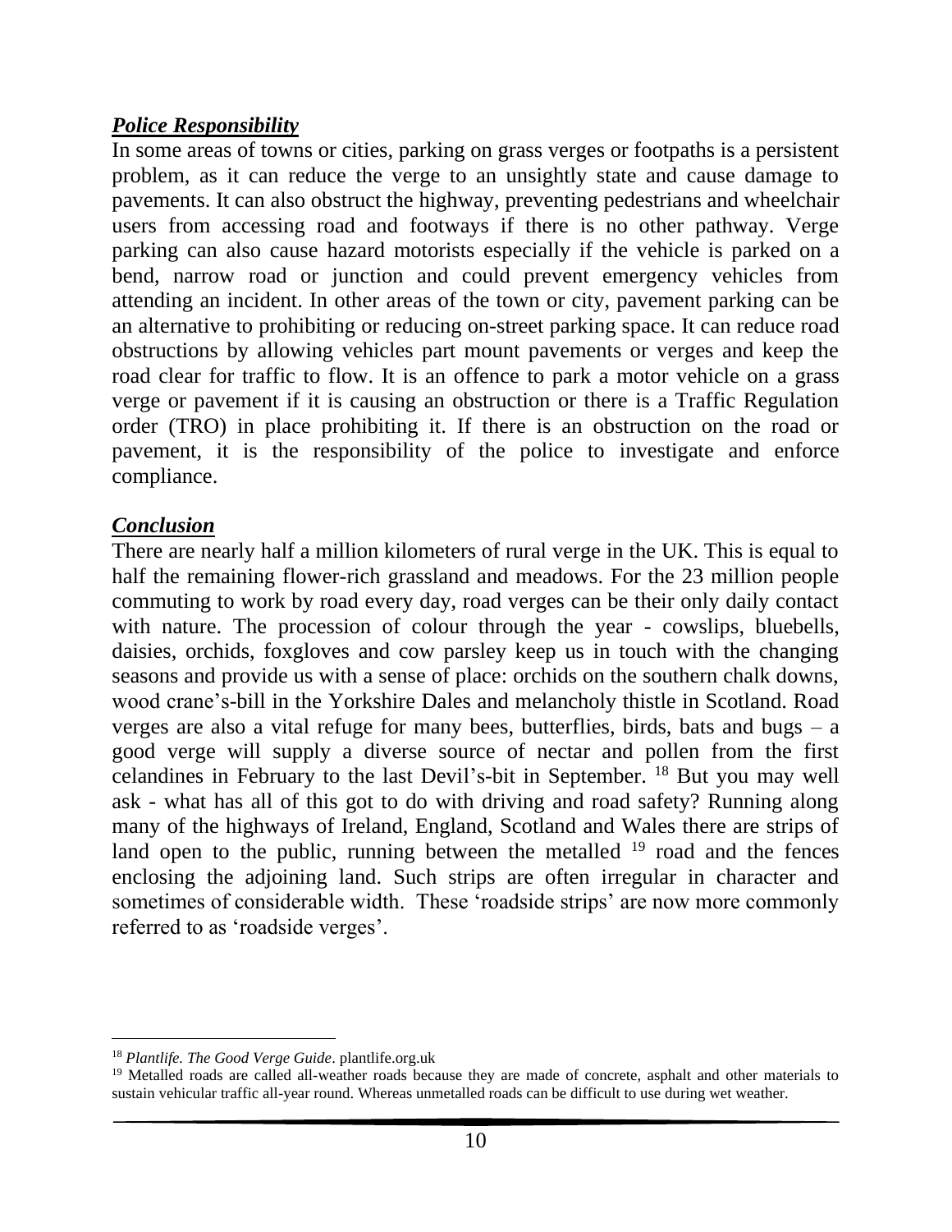***Police Responsibility***

In some areas of towns or cities, parking on grass verges or footpaths is a persistent problem, as it can reduce the verge to an unsightly state and cause damage to pavements. It can also obstruct the highway, preventing pedestrians and wheelchair users from accessing road and footways if there is no other pathway. Verge parking can also cause hazard motorists especially if the vehicle is parked on a bend, narrow road or junction and could prevent emergency vehicles from attending an incident. In other areas of the town or city, pavement parking can be an alternative to prohibiting or reducing on-street parking space. It can reduce road obstructions by allowing vehicles part mount pavements or verges and keep the road clear for traffic to flow. It is an offence to park a motor vehicle on a grass verge or pavement if it is causing an obstruction or there is a Traffic Regulation order (TRO) in place prohibiting it. If there is an obstruction on the road or pavement, it is the responsibility of the police to investigate and enforce compliance.

***Conclusion***

There are nearly half a million kilometers of rural verge in the UK. This is equal to half the remaining flower-rich grassland and meadows. For the 23 million people commuting to work by road every day, road verges can be their only daily contact with nature. The procession of colour through the year - cowslips, bluebells, daisies, orchids, foxgloves and cow parsley keep us in touch with the changing seasons and provide us with a sense of place: orchids on the southern chalk downs, wood crane's-bill in the Yorkshire Dales and melancholy thistle in Scotland. Road verges are also a vital refuge for many bees, butterflies, birds, bats and bugs – a good verge will supply a diverse source of nectar and pollen from the first celandines in February to the last Devil's-bit in September. [18] But you may well ask - what has all of this got to do with driving and road safety? Running along many of the highways of Ireland, England, Scotland and Wales there are strips of land open to the public, running between the metalled [19] road and the fences enclosing the adjoining land. Such strips are often irregular in character and sometimes of considerable width. These 'roadside strips' are now more commonly referred to as 'roadside verges'.

---

[18] *Plantlife. The Good Verge Guide*. plantlife.org.uk

[19] Metalled roads are called all-weather roads because they are made of concrete, asphalt and other materials to sustain vehicular traffic all-year round. Whereas unmetalled roads can be difficult to use during wet weather.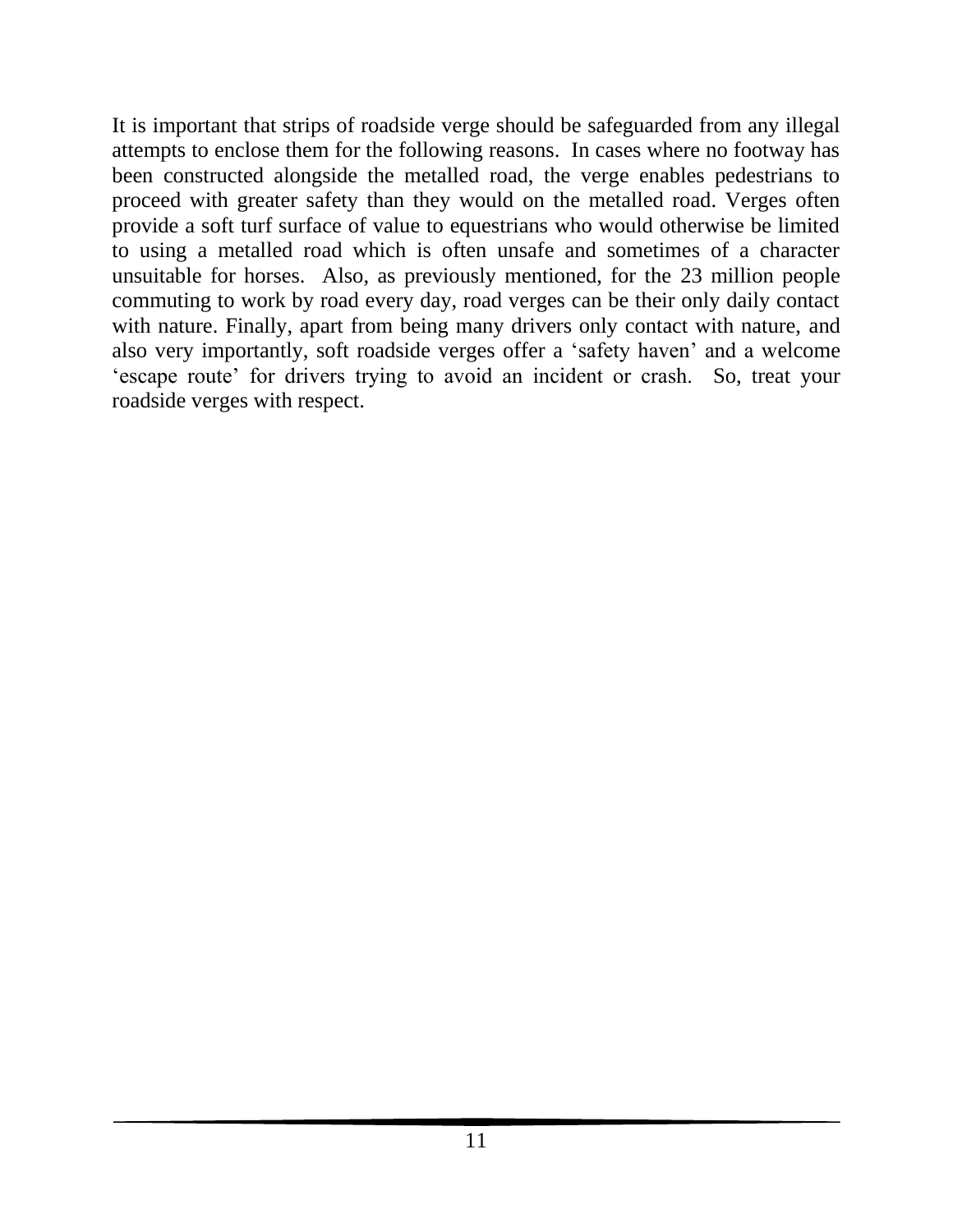It is important that strips of roadside verge should be safeguarded from any illegal attempts to enclose them for the following reasons. In cases where no footway has been constructed alongside the metalled road, the verge enables pedestrians to proceed with greater safety than they would on the metalled road. Verges often provide a soft turf surface of value to equestrians who would otherwise be limited to using a metalled road which is often unsafe and sometimes of a character unsuitable for horses. Also, as previously mentioned, for the 23 million people commuting to work by road every day, road verges can be their only daily contact with nature. Finally, apart from being many drivers only contact with nature, and also very importantly, soft roadside verges offer a 'safety haven' and a welcome 'escape route' for drivers trying to avoid an incident or crash. So, treat your roadside verges with respect.